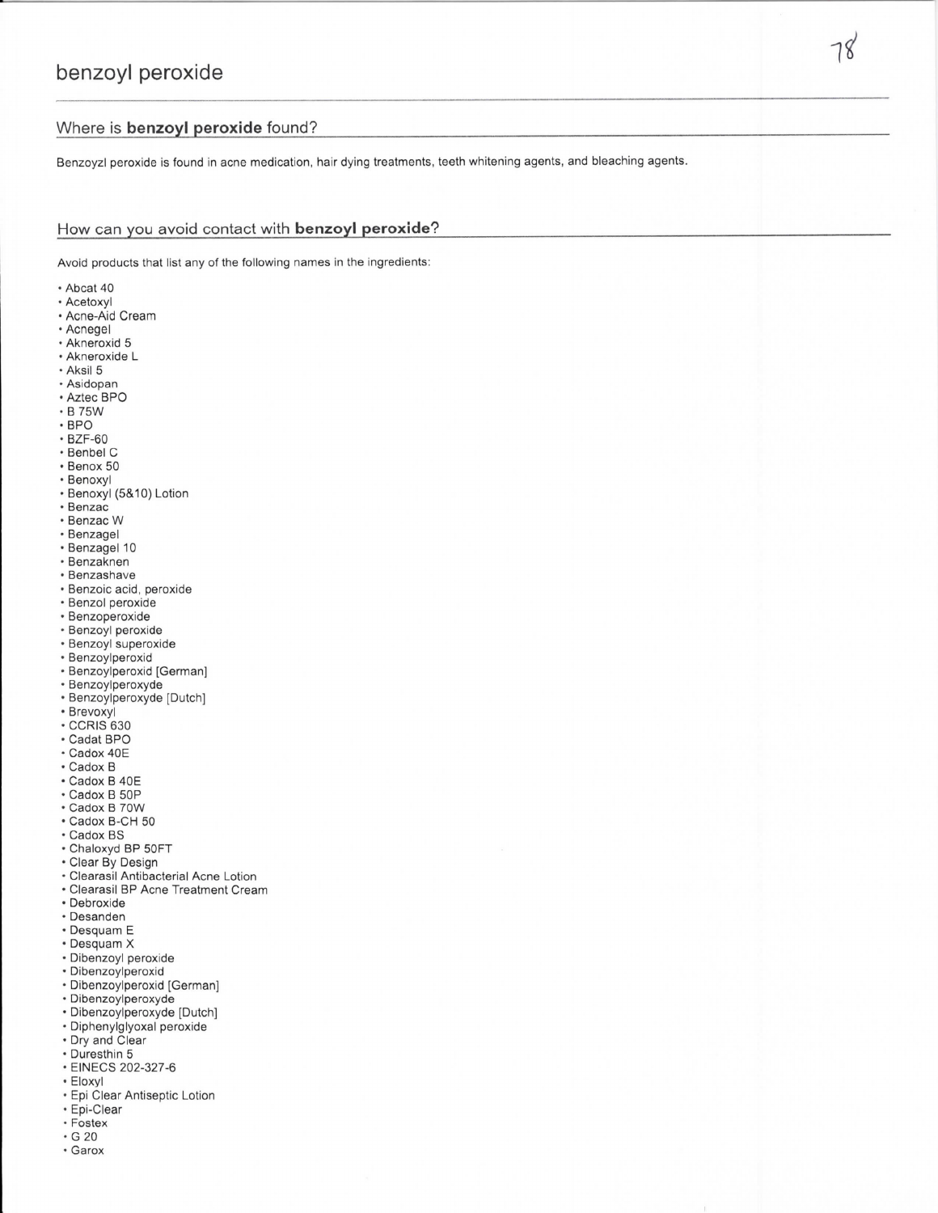# benzoyl peroxide

## Where is **benzoyl peroxide** found?

Benzoyzl peroxide is found in acne medication, hair dying treatments, teeth whitening agents, and bleaching agents.

## How can you avoid contact with **benzoyl peroxide**?

Avoid products that list any of the following names in the ingredients:

- Abcat 40
- Acetoxyl
- Acne-Aid Cream
- Acnegel
- Akneroxid 5
- Akneroxide L
- Aksil 5
- Asidopan
- Aztec BPO
- B 75W
- BPO
- BZF-60
- Benbel C
- Benox 50
- Benoxyl
- Benoxyl (5&10) Lotion
- Benzac
- Benzac W
- Benzagel
- Benzagel 10
- Benzaknen
- Benzashave
- Benzoic acid, peroxide
- Benzol peroxide
- Benzoperoxide
- Benzoyl peroxide
- Benzoyl superoxide
- Benzoylperoxid
- Benzoylperoxid [German]
- Benzoylperoxyde
- Benzoylperoxyde [Dutch]
- Brevoxyl
- CCRIS 630
- Cadat BPO
- Cadox 40E
- Cadox B
- Cadox B 40E
- Cadox B 50P
- Cadox B 70W
- Cadox B-CH 50
- Cadox BS
- Chaloxyd BP 50FT
- Clear By Design
- Clearasil Antibacterial Acne Lotion
- Clearasil BP Acne Treatment Cream
- Debroxide
- Desanden
- Desquam E
- Desquam X
- Dibenzoyl peroxide
- Dibenzoylperoxid
- Dibenzoylperoxid [German]
- Dibenzoylperoxyde
- Dibenzoylperoxyde [Dutch]
- Diphenylglyoxal peroxide
- Dry and Clear
- Duresthin 5
- EINECS 202-327-6
- Eloxyl
- Epi Clear Antiseptic Lotion
- Epi-Clear
- Fostex
- G 20
- Garox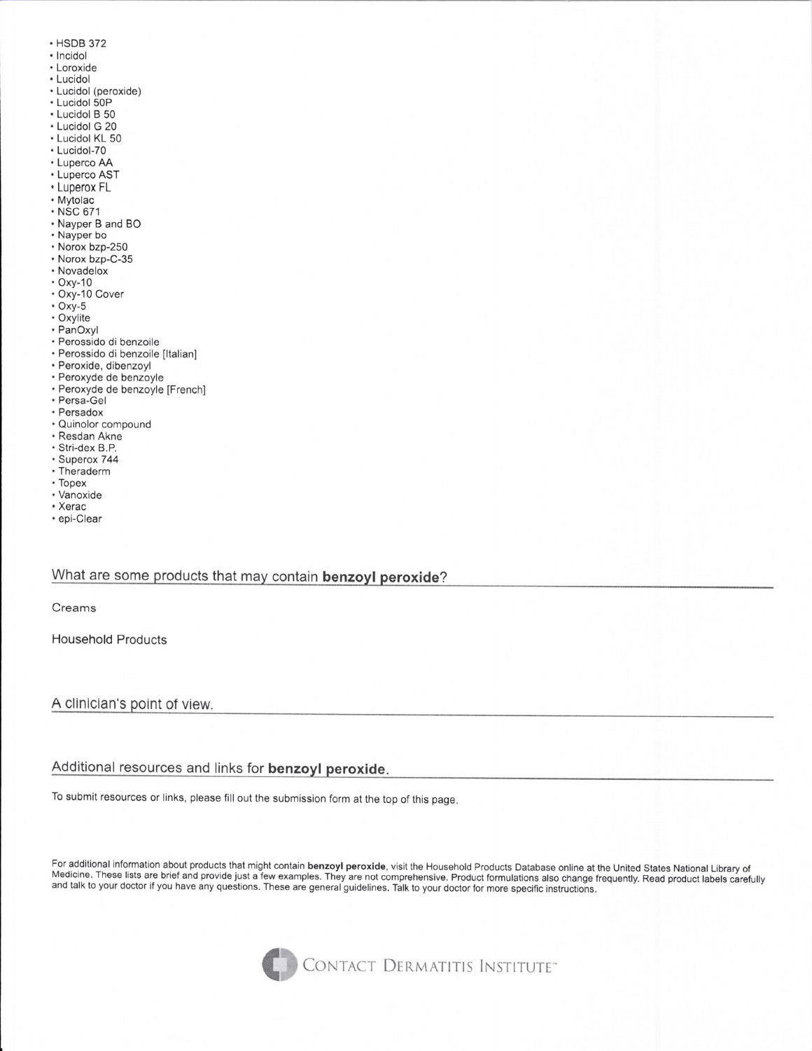- HSDB 372
- Incidol
- Loroxide
- Lucidol
- Lucidol (peroxide)
- Lucidol 50P
- Lucidol B 50
- Lucidol G 20
- Lucidol KL 50
- Lucidol-70
- Luperco AA
- Luperco AST
- Luperox FL
- Mytolac
- NSC 671
- Nayper B and BO
- Nayper bo
- Norox bzp-250
- Norox bzp-C-35
- Novadelox
- Oxy-10
- Oxy-10 Cover
- Oxy-5
- Oxylite
- PanOxyl
- Perossido di benzoile
- Perossido di benzoile [Italian]
- Peroxide, dibenzoyl
- Peroxyde de benzoyle
- Peroxyde de benzoyle [French]
- Persa-Gel
- Persadox
- Quinolor compound
- Resdan Akne
- Stri-dex B.P.
- Superox 744
- Theraderm
- Topex
- Vanoxide
- Xerac
- epi-Clear

## What are some products that may contain **benzoyl peroxide**?

Creams

Household Products

## A clinician's point of view.

## Additional resources and links for **benzoyl peroxide**.

To submit resources or links, please fill out the submission form at the top of this page.

For additional information about products that might contain **benzoyl peroxide**, visit the Household Products Database online at the United States National Library of Medicine. These lists are brief and provide just a few examples. They are not comprehensive. Product formulations also change frequently. Read product labels carefully and talk to your doctor if you have any questions. These are general guidelines. Talk to your doctor for more specific instructions.

CONTACT DERMATITIS INSTITUTE™